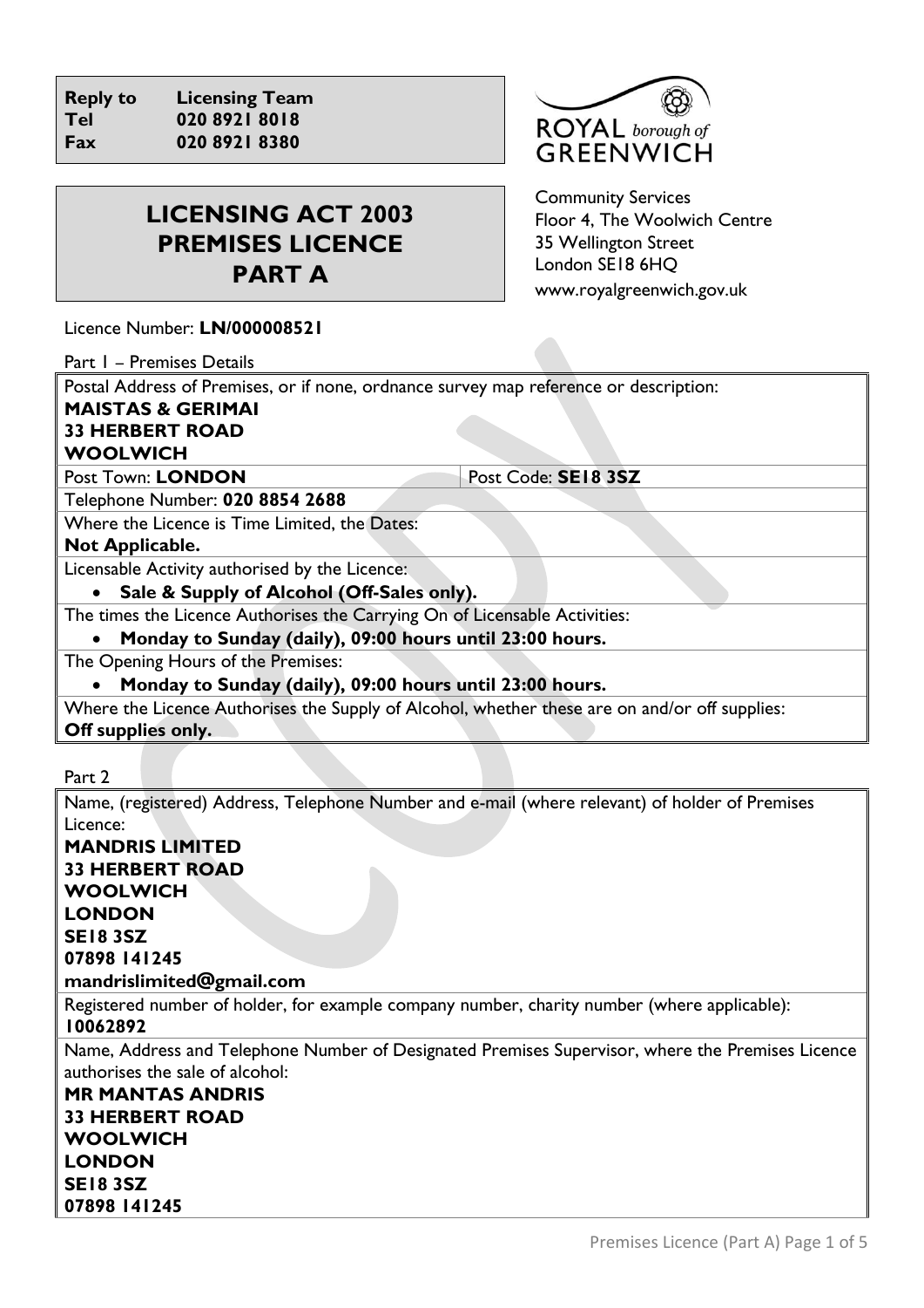| | |
|---|---|
| **Reply to** | **Licensing Team** |
| **Tel** | **020 8921 8018** |
| **Fax** | **020 8921 8380** |

ROYAL borough of GREENWICH

Community Services
Floor 4, The Woolwich Centre
35 Wellington Street
London SE18 6HQ
www.royalgreenwich.gov.uk

# LICENSING ACT 2003 PREMISES LICENCE PART A

Licence Number: **LN/000008521**

Part 1 – Premises Details

| | |
|---|---|
| Postal Address of Premises, or if none, ordnance survey map reference or description:<br>**MAISTAS & GERIMAI**<br>**33 HERBERT ROAD**<br>**WOOLWICH** | |
| Post Town: **LONDON** | Post Code: **SE18 3SZ** |
| Telephone Number: **020 8854 2688** | |
| Where the Licence is Time Limited, the Dates:<br>**Not Applicable.** | |
| Licensable Activity authorised by the Licence:<br>• **Sale & Supply of Alcohol (Off-Sales only).** | |
| The times the Licence Authorises the Carrying On of Licensable Activities:<br>• **Monday to Sunday (daily), 09:00 hours until 23:00 hours.** | |
| The Opening Hours of the Premises:<br>• **Monday to Sunday (daily), 09:00 hours until 23:00 hours.** | |
| Where the Licence Authorises the Supply of Alcohol, whether these are on and/or off supplies:<br>**Off supplies only.** | |

Part 2

| |
|---|
| Name, (registered) Address, Telephone Number and e-mail (where relevant) of holder of Premises Licence:<br>**MANDRIS LIMITED**<br>**33 HERBERT ROAD**<br>**WOOLWICH**<br>**LONDON**<br>**SE18 3SZ**<br>**07898 141245**<br>**mandrislimited@gmail.com** |
| Registered number of holder, for example company number, charity number (where applicable):<br>**10062892** |
| Name, Address and Telephone Number of Designated Premises Supervisor, where the Premises Licence authorises the sale of alcohol:<br>**MR MANTAS ANDRIS**<br>**33 HERBERT ROAD**<br>**WOOLWICH**<br>**LONDON**<br>**SE18 3SZ**<br>**07898 141245** |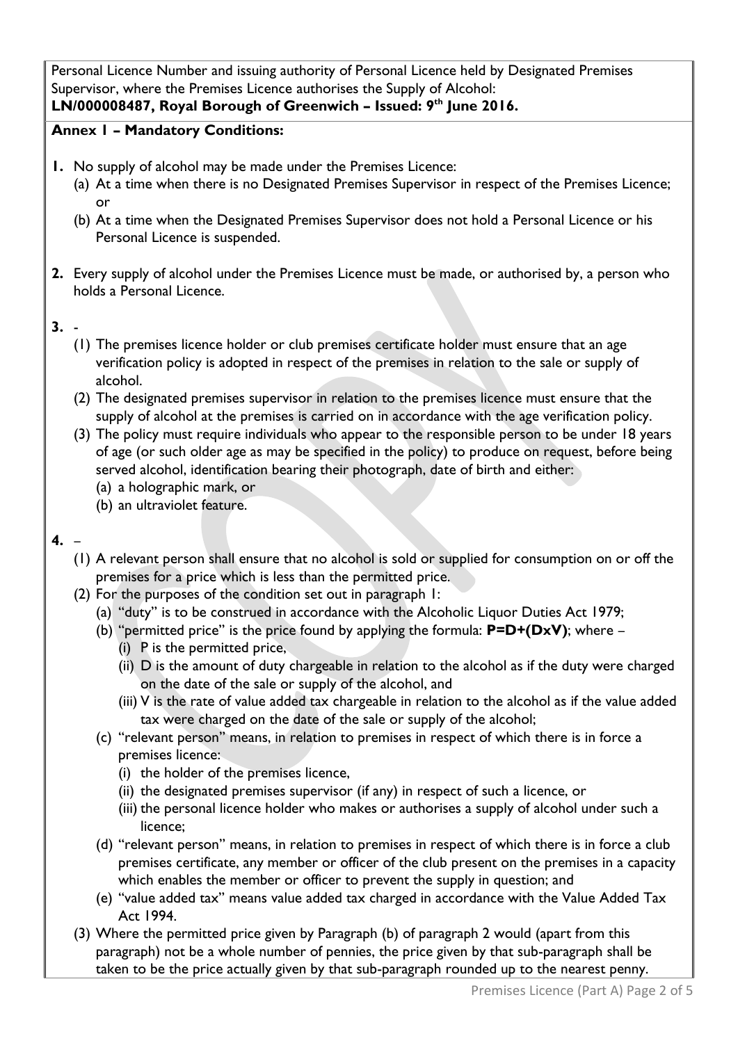Personal Licence Number and issuing authority of Personal Licence held by Designated Premises Supervisor, where the Premises Licence authorises the Supply of Alcohol:
**LN/000008487, Royal Borough of Greenwich – Issued: 9th June 2016.**

**Annex 1 – Mandatory Conditions:**

**1.** No supply of alcohol may be made under the Premises Licence:
   (a) At a time when there is no Designated Premises Supervisor in respect of the Premises Licence; or
   (b) At a time when the Designated Premises Supervisor does not hold a Personal Licence or his Personal Licence is suspended.

**2.** Every supply of alcohol under the Premises Licence must be made, or authorised by, a person who holds a Personal Licence.

**3.** -
   (1) The premises licence holder or club premises certificate holder must ensure that an age verification policy is adopted in respect of the premises in relation to the sale or supply of alcohol.
   (2) The designated premises supervisor in relation to the premises licence must ensure that the supply of alcohol at the premises is carried on in accordance with the age verification policy.
   (3) The policy must require individuals who appear to the responsible person to be under 18 years of age (or such older age as may be specified in the policy) to produce on request, before being served alcohol, identification bearing their photograph, date of birth and either:
      (a) a holographic mark, or
      (b) an ultraviolet feature.

**4.** –
   (1) A relevant person shall ensure that no alcohol is sold or supplied for consumption on or off the premises for a price which is less than the permitted price.
   (2) For the purposes of the condition set out in paragraph 1:
      (a) "duty" is to be construed in accordance with the Alcoholic Liquor Duties Act 1979;
      (b) "permitted price" is the price found by applying the formula: **P=D+(DxV)**; where –
         (i) P is the permitted price,
         (ii) D is the amount of duty chargeable in relation to the alcohol as if the duty were charged on the date of the sale or supply of the alcohol, and
         (iii) V is the rate of value added tax chargeable in relation to the alcohol as if the value added tax were charged on the date of the sale or supply of the alcohol;
      (c) "relevant person" means, in relation to premises in respect of which there is in force a premises licence:
         (i) the holder of the premises licence,
         (ii) the designated premises supervisor (if any) in respect of such a licence, or
         (iii) the personal licence holder who makes or authorises a supply of alcohol under such a licence;
      (d) "relevant person" means, in relation to premises in respect of which there is in force a club premises certificate, any member or officer of the club present on the premises in a capacity which enables the member or officer to prevent the supply in question; and
      (e) "value added tax" means value added tax charged in accordance with the Value Added Tax Act 1994.
   (3) Where the permitted price given by Paragraph (b) of paragraph 2 would (apart from this paragraph) not be a whole number of pennies, the price given by that sub-paragraph shall be taken to be the price actually given by that sub-paragraph rounded up to the nearest penny.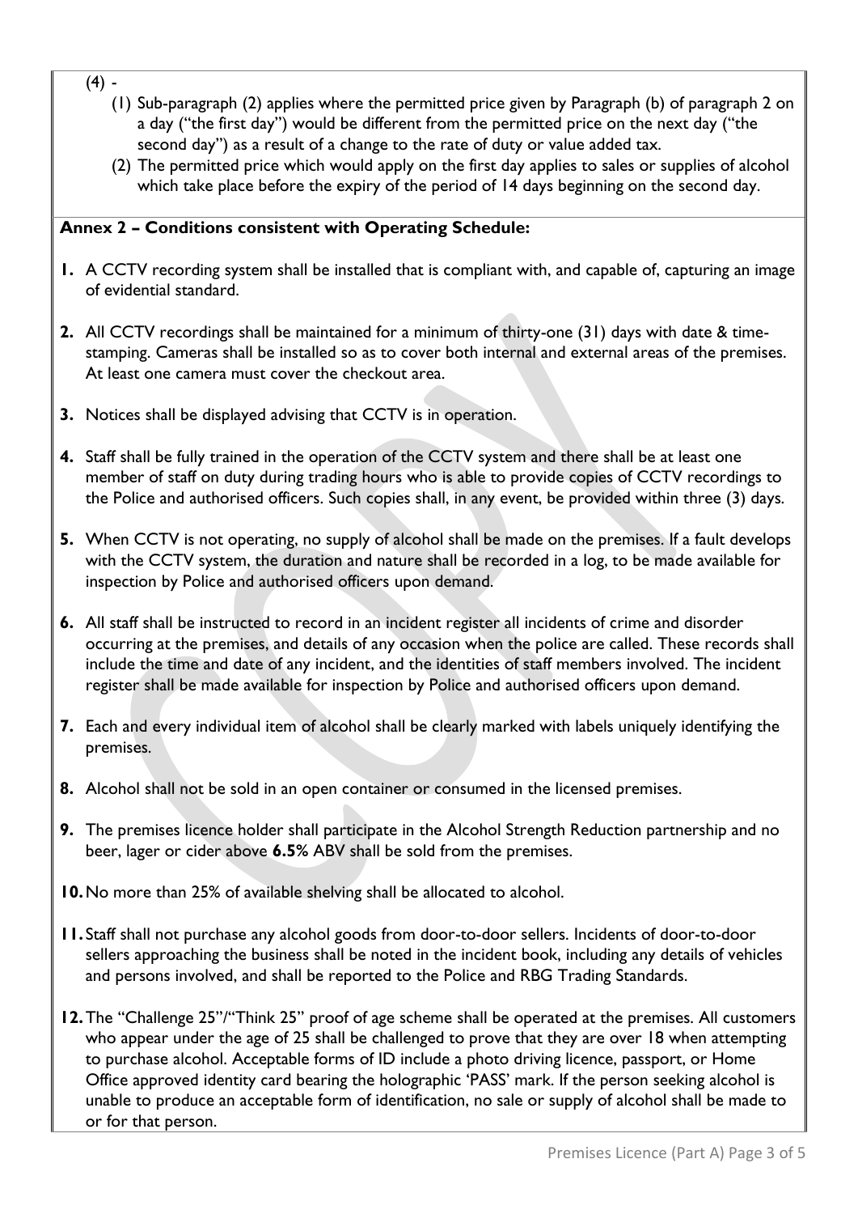(4) -

(1) Sub-paragraph (2) applies where the permitted price given by Paragraph (b) of paragraph 2 on a day ("the first day") would be different from the permitted price on the next day ("the second day") as a result of a change to the rate of duty or value added tax.

(2) The permitted price which would apply on the first day applies to sales or supplies of alcohol which take place before the expiry of the period of 14 days beginning on the second day.

**Annex 2 – Conditions consistent with Operating Schedule:**

**1.** A CCTV recording system shall be installed that is compliant with, and capable of, capturing an image of evidential standard.

**2.** All CCTV recordings shall be maintained for a minimum of thirty-one (31) days with date & time-stamping. Cameras shall be installed so as to cover both internal and external areas of the premises. At least one camera must cover the checkout area.

**3.** Notices shall be displayed advising that CCTV is in operation.

**4.** Staff shall be fully trained in the operation of the CCTV system and there shall be at least one member of staff on duty during trading hours who is able to provide copies of CCTV recordings to the Police and authorised officers. Such copies shall, in any event, be provided within three (3) days.

**5.** When CCTV is not operating, no supply of alcohol shall be made on the premises. If a fault develops with the CCTV system, the duration and nature shall be recorded in a log, to be made available for inspection by Police and authorised officers upon demand.

**6.** All staff shall be instructed to record in an incident register all incidents of crime and disorder occurring at the premises, and details of any occasion when the police are called. These records shall include the time and date of any incident, and the identities of staff members involved. The incident register shall be made available for inspection by Police and authorised officers upon demand.

**7.** Each and every individual item of alcohol shall be clearly marked with labels uniquely identifying the premises.

**8.** Alcohol shall not be sold in an open container or consumed in the licensed premises.

**9.** The premises licence holder shall participate in the Alcohol Strength Reduction partnership and no beer, lager or cider above **6.5**% ABV shall be sold from the premises.

**10.** No more than 25% of available shelving shall be allocated to alcohol.

**11.** Staff shall not purchase any alcohol goods from door-to-door sellers. Incidents of door-to-door sellers approaching the business shall be noted in the incident book, including any details of vehicles and persons involved, and shall be reported to the Police and RBG Trading Standards.

**12.** The "Challenge 25"/"Think 25" proof of age scheme shall be operated at the premises. All customers who appear under the age of 25 shall be challenged to prove that they are over 18 when attempting to purchase alcohol. Acceptable forms of ID include a photo driving licence, passport, or Home Office approved identity card bearing the holographic 'PASS' mark. If the person seeking alcohol is unable to produce an acceptable form of identification, no sale or supply of alcohol shall be made to or for that person.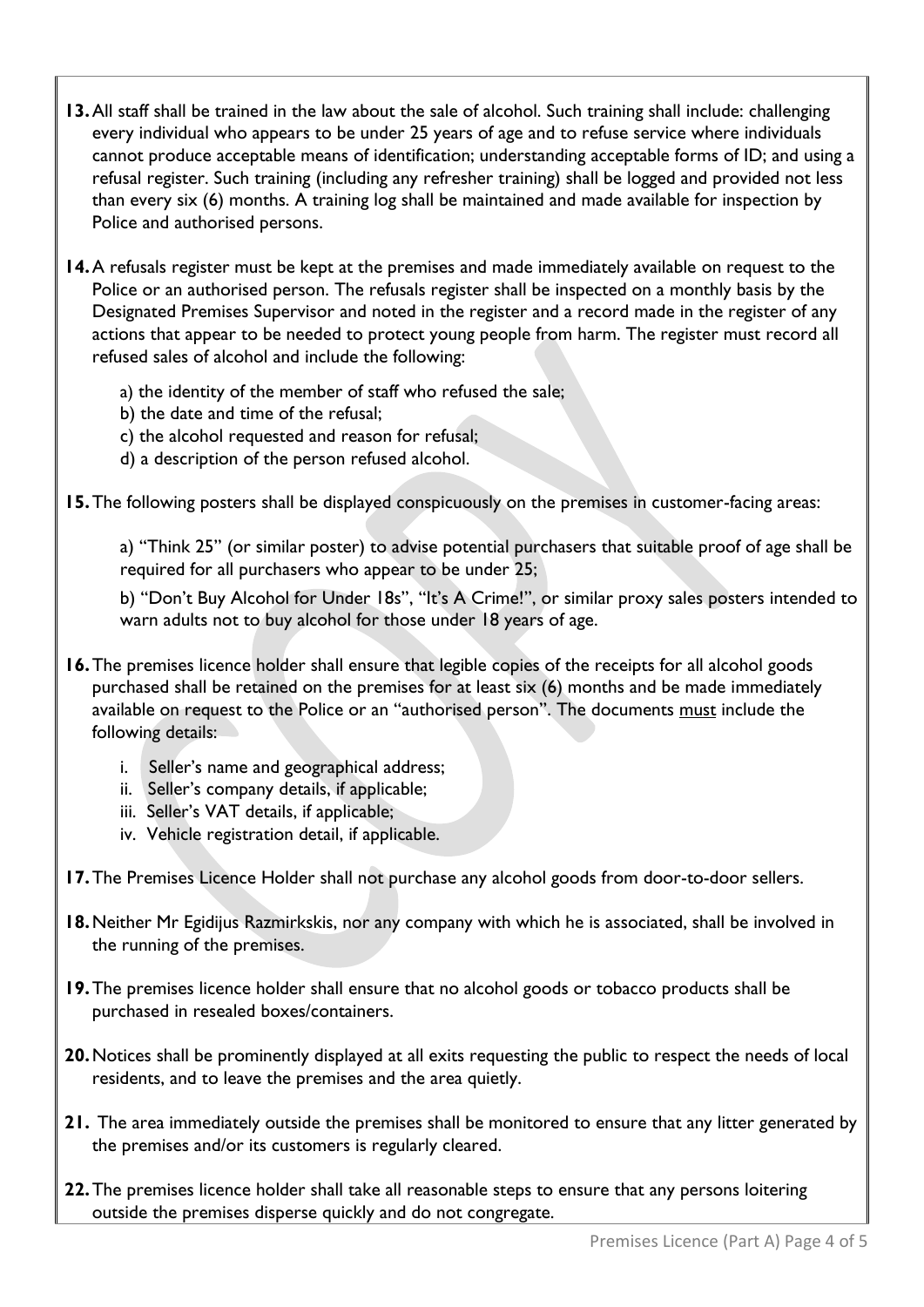**13.** All staff shall be trained in the law about the sale of alcohol. Such training shall include: challenging every individual who appears to be under 25 years of age and to refuse service where individuals cannot produce acceptable means of identification; understanding acceptable forms of ID; and using a refusal register. Such training (including any refresher training) shall be logged and provided not less than every six (6) months. A training log shall be maintained and made available for inspection by Police and authorised persons.

**14.** A refusals register must be kept at the premises and made immediately available on request to the Police or an authorised person. The refusals register shall be inspected on a monthly basis by the Designated Premises Supervisor and noted in the register and a record made in the register of any actions that appear to be needed to protect young people from harm. The register must record all refused sales of alcohol and include the following:

a) the identity of the member of staff who refused the sale;
b) the date and time of the refusal;
c) the alcohol requested and reason for refusal;
d) a description of the person refused alcohol.

**15.** The following posters shall be displayed conspicuously on the premises in customer-facing areas:

a) "Think 25" (or similar poster) to advise potential purchasers that suitable proof of age shall be required for all purchasers who appear to be under 25;

b) "Don't Buy Alcohol for Under 18s", "It's A Crime!", or similar proxy sales posters intended to warn adults not to buy alcohol for those under 18 years of age.

**16.** The premises licence holder shall ensure that legible copies of the receipts for all alcohol goods purchased shall be retained on the premises for at least six (6) months and be made immediately available on request to the Police or an "authorised person". The documents <u>must</u> include the following details:

i. Seller's name and geographical address;
ii. Seller's company details, if applicable;
iii. Seller's VAT details, if applicable;
iv. Vehicle registration detail, if applicable.

**17.** The Premises Licence Holder shall not purchase any alcohol goods from door-to-door sellers.

**18.** Neither Mr Egidijus Razmirkskis, nor any company with which he is associated, shall be involved in the running of the premises.

**19.** The premises licence holder shall ensure that no alcohol goods or tobacco products shall be purchased in resealed boxes/containers.

**20.** Notices shall be prominently displayed at all exits requesting the public to respect the needs of local residents, and to leave the premises and the area quietly.

**21.** The area immediately outside the premises shall be monitored to ensure that any litter generated by the premises and/or its customers is regularly cleared.

**22.** The premises licence holder shall take all reasonable steps to ensure that any persons loitering outside the premises disperse quickly and do not congregate.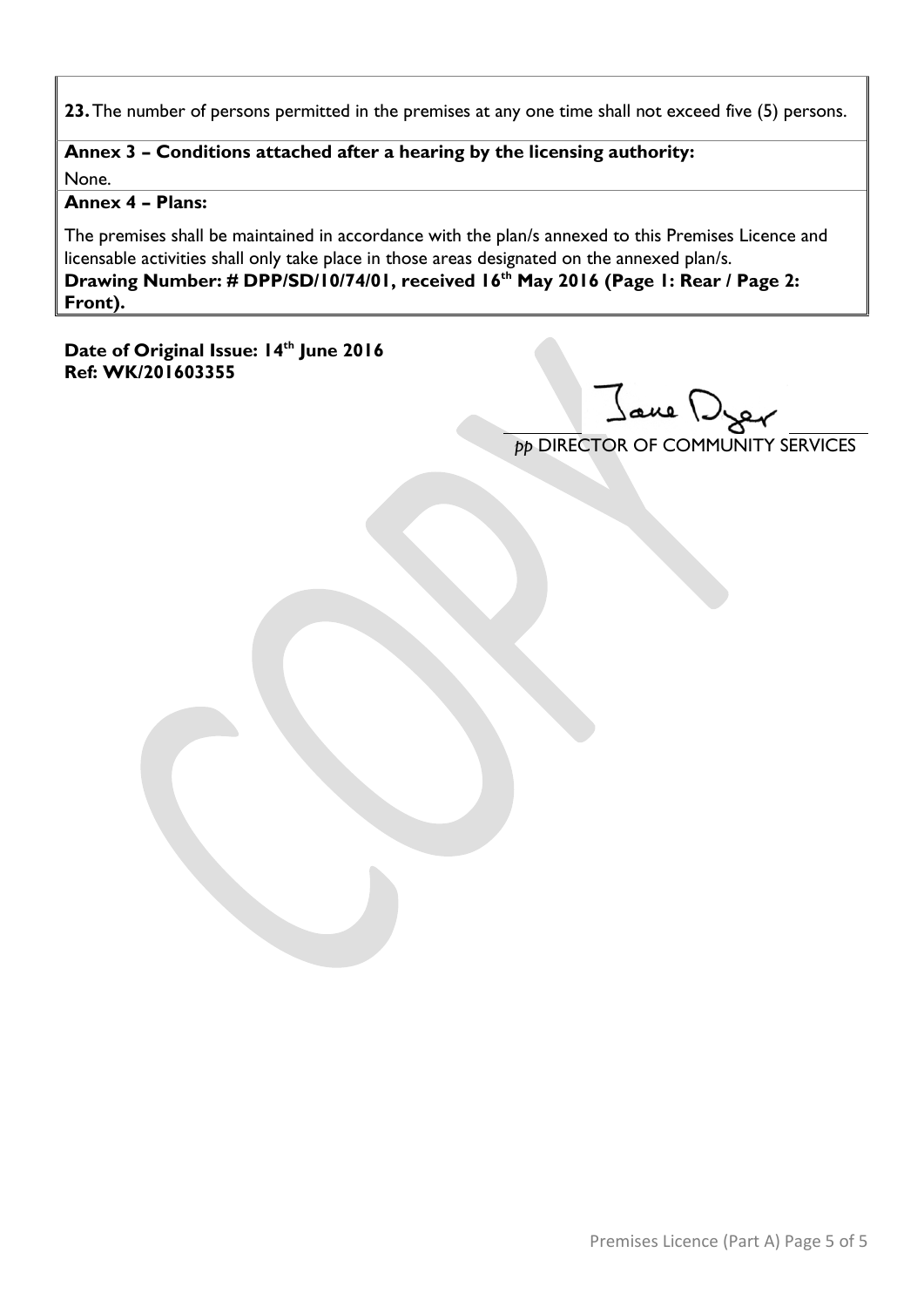**23.** The number of persons permitted in the premises at any one time shall not exceed five (5) persons.

**Annex 3 – Conditions attached after a hearing by the licensing authority:**

None.

**Annex 4 – Plans:**

The premises shall be maintained in accordance with the plan/s annexed to this Premises Licence and licensable activities shall only take place in those areas designated on the annexed plan/s.

**Drawing Number: # DPP/SD/10/74/01, received 16th May 2016 (Page 1: Rear / Page 2: Front).**

**Date of Original Issue: 14th June 2016**
**Ref: WK/201603355**

Jane Dyer

*pp* DIRECTOR OF COMMUNITY SERVICES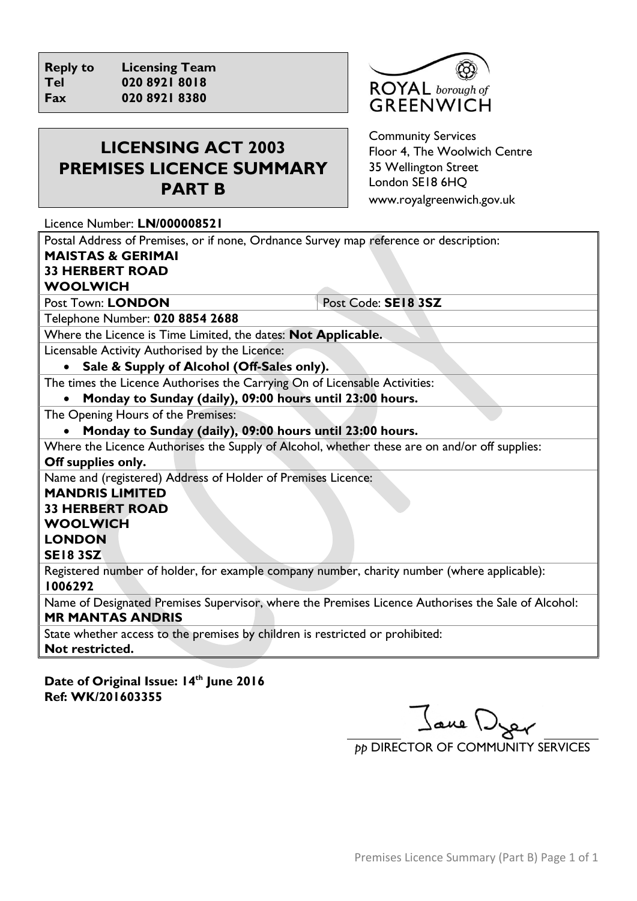| | |
|---|---|
| **Reply to** | **Licensing Team** |
| **Tel** | **020 8921 8018** |
| **Fax** | **020 8921 8380** |

# LICENSING ACT 2003 PREMISES LICENCE SUMMARY PART B

ROYAL borough of GREENWICH

Community Services
Floor 4, The Woolwich Centre
35 Wellington Street
London SE18 6HQ
www.royalgreenwich.gov.uk

Licence Number: **LN/000008521**

| | |
|---|---|
| Postal Address of Premises, or if none, Ordnance Survey map reference or description:<br>**MAISTAS & GERIMAI**<br>**33 HERBERT ROAD**<br>**WOOLWICH** | |
| Post Town: **LONDON** | Post Code: **SE18 3SZ** |
| Telephone Number: **020 8854 2688** | |
| Where the Licence is Time Limited, the dates: **Not Applicable.** | |
| Licensable Activity Authorised by the Licence:<br>• **Sale & Supply of Alcohol (Off-Sales only).** | |
| The times the Licence Authorises the Carrying On of Licensable Activities:<br>• **Monday to Sunday (daily), 09:00 hours until 23:00 hours.** | |
| The Opening Hours of the Premises:<br>• **Monday to Sunday (daily), 09:00 hours until 23:00 hours.** | |
| Where the Licence Authorises the Supply of Alcohol, whether these are on and/or off supplies:<br>**Off supplies only.** | |
| Name and (registered) Address of Holder of Premises Licence:<br>**MANDRIS LIMITED**<br>**33 HERBERT ROAD**<br>**WOOLWICH**<br>**LONDON**<br>**SE18 3SZ** | |
| Registered number of holder, for example company number, charity number (where applicable):<br>**1006292** | |
| Name of Designated Premises Supervisor, where the Premises Licence Authorises the Sale of Alcohol:<br>**MR MANTAS ANDRIS** | |
| State whether access to the premises by children is restricted or prohibited:<br>**Not restricted.** | |

**Date of Original Issue: 14th June 2016**
**Ref: WK/201603355**

Jane Dyer
*pp* DIRECTOR OF COMMUNITY SERVICES